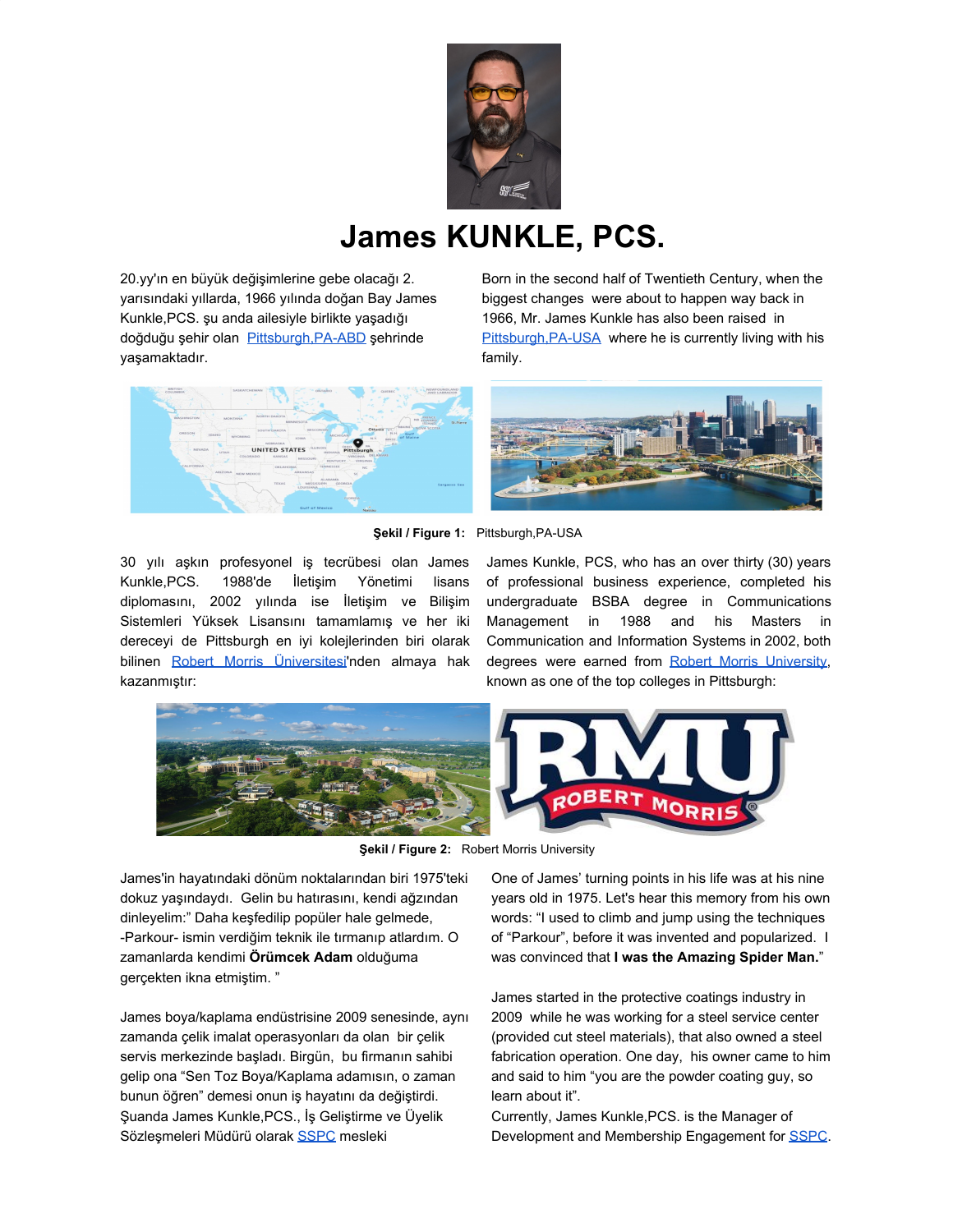# James KUNKLE, PCS.

20.yy'ın en büyük değişimlerine gebe olacağı 2. yarısındaki yıllarda, 1966 yılında doğan Bay James Kunkle,PCS. şu anda ailesiyle birlikte yaşadığı doğduğu şehir olan Pittsburgh,PA-ABD şehrinde yaşamaktadır.

Born in the second half of Twentieth Century, when the biggest changes were about to happen way back in 1966, Mr. James Kunkle has also been raised in Pittsburgh,PA-USA where he is currently living with his family.

**Şekil / Figure 1:** Pittsburgh,PA-USA

30 yılı aşkın profesyonel iş tecrübesi olan James Kunkle,PCS. 1988'de İletişim Yönetimi lisans diplomasını, 2002 yılında İletişim ve Bilişim Sistemleri Yüksek Lisansını tamamlamış ve her iki dereceyi de Pittsburgh en iyi kolejlerinden biri olarak bilinen Robert Morris Üniversitesi'nden almaya hak kazanmıştır:

James Kunkle, PCS, who has an over thirty (30) years of professional business experience, completed his undergraduate BSBA degree in Communications Management in 1988 and his Masters in Communication and Information Systems in 2002, both degrees were earned from Robert Morris University, known as one of the top colleges in Pittsburgh:

**Şekil / Figure 2:** Robert Morris University

James'in hayatındaki dönüm noktalarından biri 1975'teki dokuz yaşındaydı. Gelin bu hatırasını, kendi ağzından dinleyelim:" Daha keşfedilip popüler hale gelmede, -Parkour- ismin verdiğim teknik ile tırmanıp atlardım. O zamanlarda kendimi **Örümcek Adam** olduğuma gerçekten ikna etmiştim. "

One of James' turning points in his life was at his nine years old in 1975. Let's hear this memory from his own words: "I used to climb and jump using the techniques of "Parkour", before it was invented and popularized. I was convinced that **I was the Amazing Spider Man.**"

James boya/kaplama endüstrisine 2009 senesinde, aynı zamanda çelik imalat operasyonları da olan bir çelik servis merkezinde başladı. Birgün, bu firmanın sahibi gelip ona "Sen Toz Boya/Kaplama adamısın, o zaman bunun öğren" demesi onun iş hayatını da değiştirdi. Şuanda James Kunkle,PCS., İş Geliştirme ve Üyelik Sözleşmeleri Müdürü olarak SSPC mesleki

James started in the protective coatings industry in 2009 while he was working for a steel service center (provided cut steel materials), that also owned a steel fabrication operation. One day, his owner came to him and said to him "you are the powder coating guy, so learn about it".
Currently, James Kunkle,PCS. is the Manager of Development and Membership Engagement for SSPC.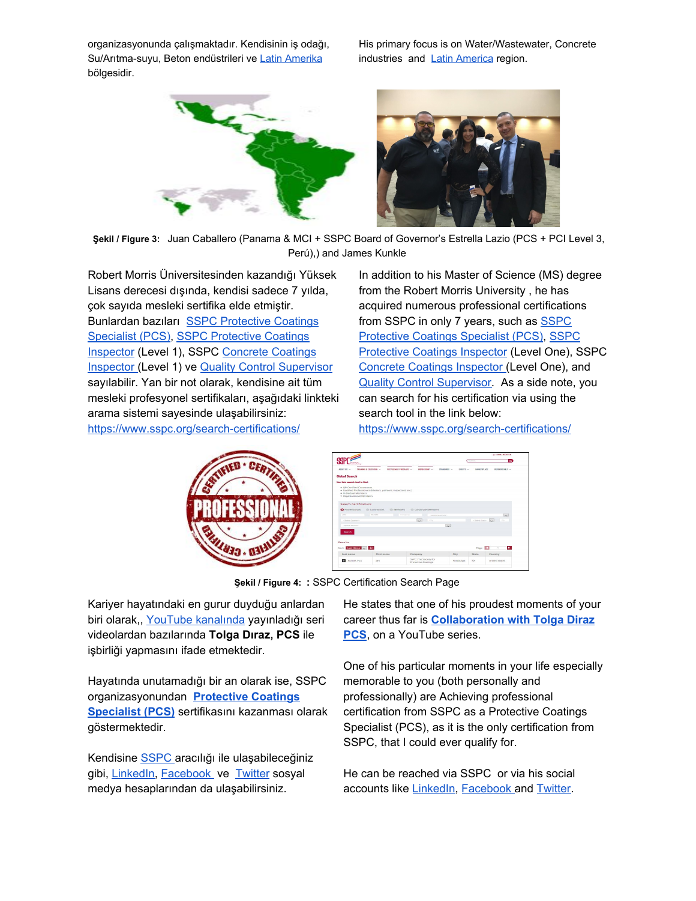organizasyonunda çalışmaktadır. Kendisinin iş odağı, Su/Arıtma-suyu, Beton endüstrileri ve Latin Amerika bölgesidir.

His primary focus is on Water/Wastewater, Concrete industries and Latin America region.

**Şekil / Figure 3:** Juan Caballero (Panama & MCI + SSPC Board of Governor's Estrella Lazio (PCS + PCI Level 3, Perú),) and James Kunkle

Robert Morris Üniversitesinden kazandığı Yüksek Lisans derecesi dışında, kendisi sadece 7 yılda, çok sayıda mesleki sertifika elde etmiştir. Bunlardan bazıları SSPC Protective Coatings Specialist (PCS), SSPC Protective Coatings Inspector (Level 1), SSPC Concrete Coatings Inspector (Level 1) ve Quality Control Supervisor sayılabilir. Yan bir not olarak, kendisine ait tüm mesleki profesyonel sertifikaları, aşağıdaki linkteki arama sistemi sayesinde ulaşabilirsiniz: https://www.sspc.org/search-certifications/

In addition to his Master of Science (MS) degree from the Robert Morris University , he has acquired numerous professional certifications from SSPC in only 7 years, such as SSPC Protective Coatings Specialist (PCS), SSPC Protective Coatings Inspector (Level One), SSPC Concrete Coatings Inspector (Level One), and Quality Control Supervisor. As a side note, you can search for his certification via using the search tool in the link below: https://www.sspc.org/search-certifications/

**Şekil / Figure 4:** : SSPC Certification Search Page

Kariyer hayatındaki en gurur duyduğu anlardan biri olarak,, YouTube kanalında yayınladığı seri videolardan bazılarında **Tolga Dıraz, PCS** ile işbirliği yapmasını ifade etmektedir.

Hayatında unutamadığı bir an olarak ise, SSPC organizasyonundan **Protective Coatings Specialist (PCS)** sertifikasını kazanması olarak göstermektedir.

Kendisine SSPC aracılığı ile ulaşabileceğiniz gibi, LinkedIn, Facebook ve Twitter sosyal medya hesaplarından da ulaşabilirsiniz.

He states that one of his proudest moments of your career thus far is **Collaboration with Tolga Diraz PCS**, on a YouTube series.

One of his particular moments in your life especially memorable to you (both personally and professionally) are Achieving professional certification from SSPC as a Protective Coatings Specialist (PCS), as it is the only certification from SSPC, that I could ever qualify for.

He can be reached via SSPC or via his social accounts like LinkedIn, Facebook and Twitter.